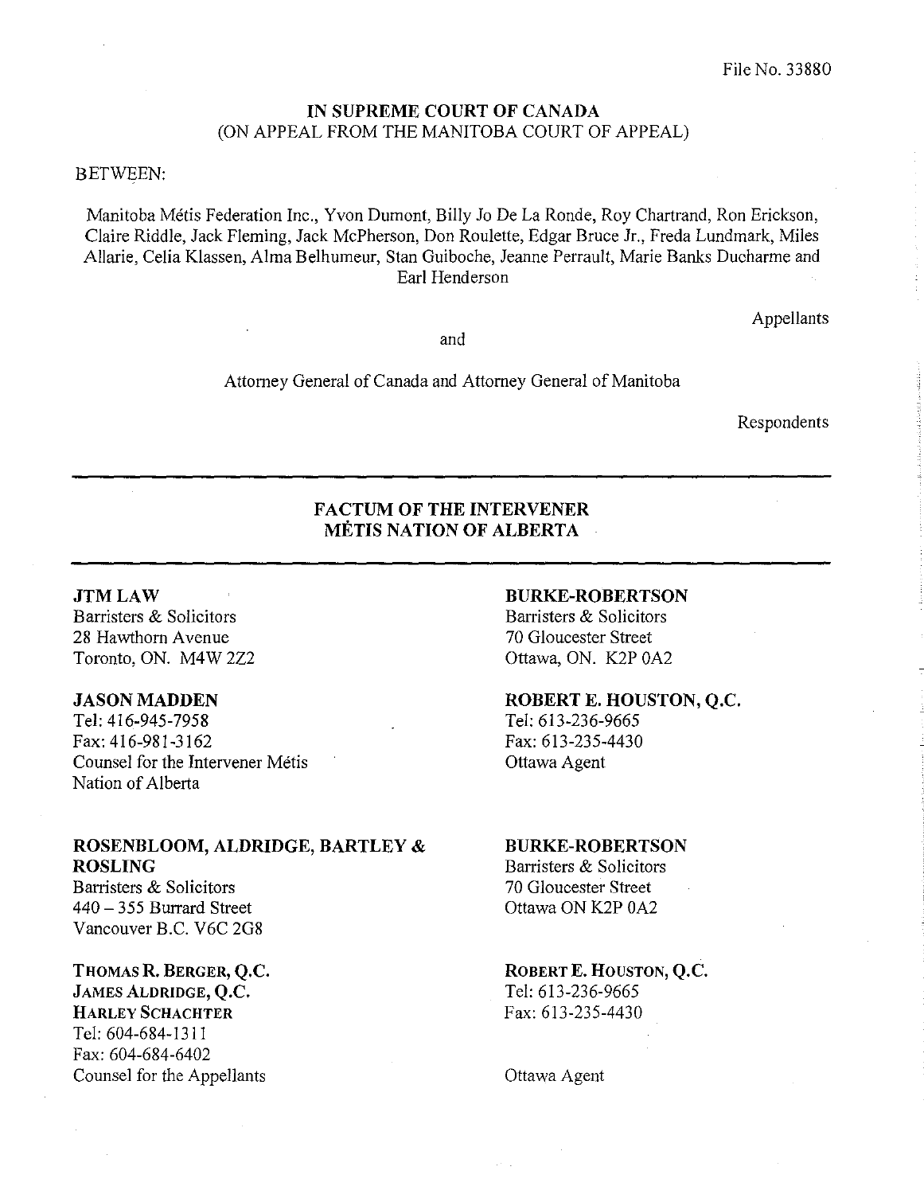File No. 33880

**IN SUPREME COURT OF CANADA**
(ON APPEAL FROM THE MANITOBA COURT OF APPEAL)

BETWEEN:

Manitoba Métis Federation Inc., Yvon Dumont, Billy Jo De La Ronde, Roy Chartrand, Ron Erickson, Claire Riddle, Jack Fleming, Jack McPherson, Don Roulette, Edgar Bruce Jr., Freda Lundmark, Miles Allarie, Celia Klassen, Alma Belhumeur, Stan Guiboche, Jeanne Perrault, Marie Banks Ducharme and Earl Henderson

Appellants

and

Attorney General of Canada and Attorney General of Manitoba

Respondents

---

## FACTUM OF THE INTERVENER MÉTIS NATION OF ALBERTA

---

**JTM LAW**
Barristers & Solicitors
28 Hawthorn Avenue
Toronto, ON. M4W 2Z2

**JASON MADDEN**
Tel: 416-945-7958
Fax: 416-981-3162
Counsel for the Intervener Métis Nation of Alberta

**BURKE-ROBERTSON**
Barristers & Solicitors
70 Gloucester Street
Ottawa, ON. K2P 0A2

**ROBERT E. HOUSTON, Q.C.**
Tel: 613-236-9665
Fax: 613-235-4430
Ottawa Agent

**ROSENBLOOM, ALDRIDGE, BARTLEY & ROSLING**
Barristers & Solicitors
440 – 355 Burrard Street
Vancouver B.C. V6C 2G8

**THOMAS R. BERGER, Q.C.**
**JAMES ALDRIDGE, Q.C.**
**HARLEY SCHACHTER**
Tel: 604-684-1311
Fax: 604-684-6402
Counsel for the Appellants

**BURKE-ROBERTSON**
Barristers & Solicitors
70 Gloucester Street
Ottawa ON K2P 0A2

**ROBERT E. HOUSTON, Q.C.**
Tel: 613-236-9665
Fax: 613-235-4430

Ottawa Agent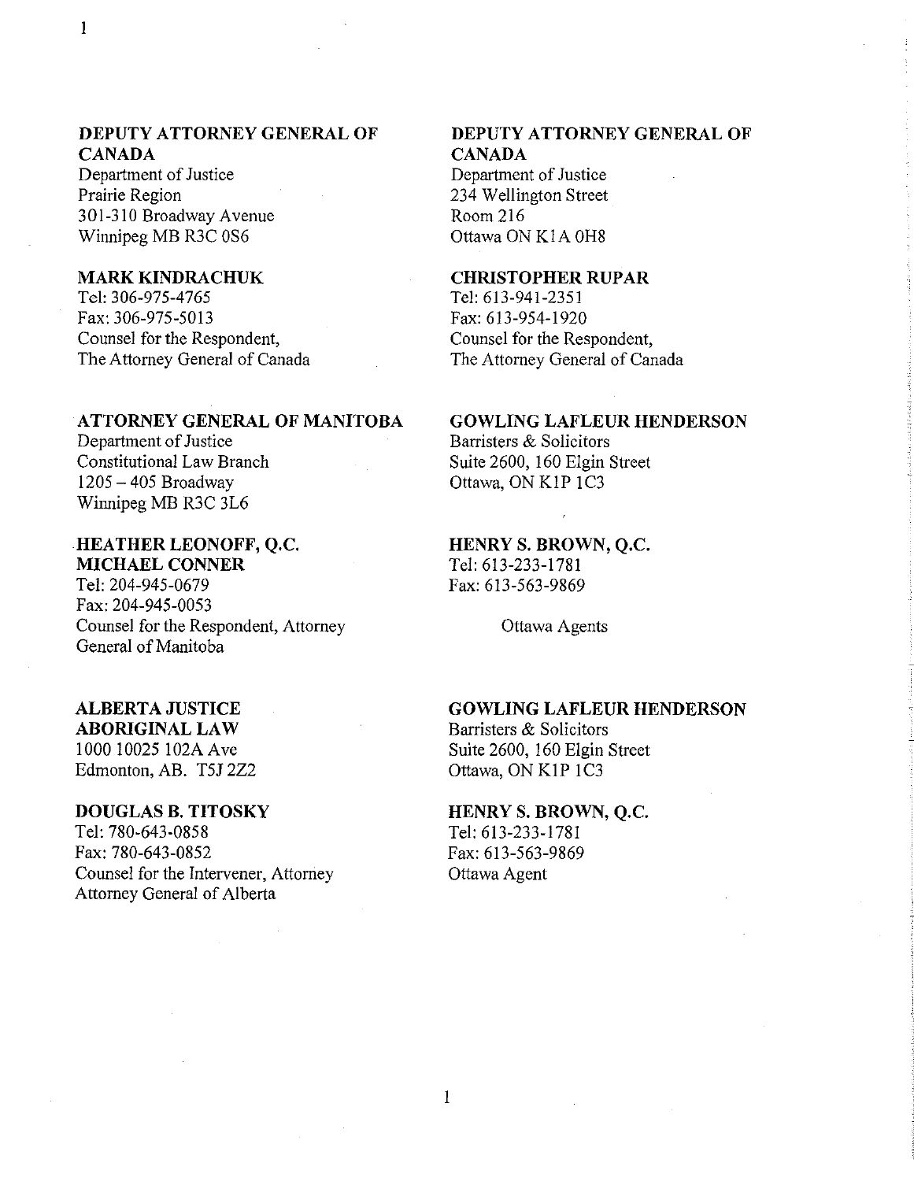**DEPUTY ATTORNEY GENERAL OF CANADA**
Department of Justice
Prairie Region
301-310 Broadway Avenue
Winnipeg MB R3C 0S6

**MARK KINDRACHUK**
Tel: 306-975-4765
Fax: 306-975-5013
Counsel for the Respondent,
The Attorney General of Canada

**DEPUTY ATTORNEY GENERAL OF CANADA**
Department of Justice
234 Wellington Street
Room 216
Ottawa ON K1A 0H8

**CHRISTOPHER RUPAR**
Tel: 613-941-2351
Fax: 613-954-1920
Counsel for the Respondent,
The Attorney General of Canada

**ATTORNEY GENERAL OF MANITOBA**
Department of Justice
Constitutional Law Branch
1205 – 405 Broadway
Winnipeg MB R3C 3L6

**HEATHER LEONOFF, Q.C.**
**MICHAEL CONNER**
Tel: 204-945-0679
Fax: 204-945-0053
Counsel for the Respondent, Attorney General of Manitoba

**GOWLING LAFLEUR HENDERSON**
Barristers & Solicitors
Suite 2600, 160 Elgin Street
Ottawa, ON K1P 1C3

**HENRY S. BROWN, Q.C.**
Tel: 613-233-1781
Fax: 613-563-9869

Ottawa Agents

**ALBERTA JUSTICE**
**ABORIGINAL LAW**
1000 10025 102A Ave
Edmonton, AB. T5J 2Z2

**DOUGLAS B. TITOSKY**
Tel: 780-643-0858
Fax: 780-643-0852
Counsel for the Intervener, Attorney
Attorney General of Alberta

**GOWLING LAFLEUR HENDERSON**
Barristers & Solicitors
Suite 2600, 160 Elgin Street
Ottawa, ON K1P 1C3

**HENRY S. BROWN, Q.C.**
Tel: 613-233-1781
Fax: 613-563-9869
Ottawa Agent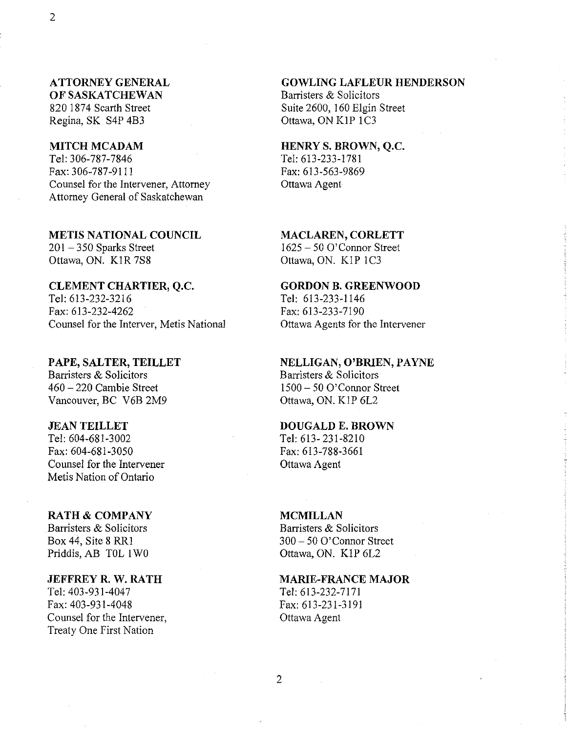**ATTORNEY GENERAL OF SASKATCHEWAN**
820 1874 Scarth Street
Regina, SK S4P 4B3

**MITCH MCADAM**
Tel: 306-787-7846
Fax: 306-787-9111
Counsel for the Intervener, Attorney Attorney General of Saskatchewan

**GOWLING LAFLEUR HENDERSON**
Barristers & Solicitors
Suite 2600, 160 Elgin Street
Ottawa, ON K1P 1C3

**HENRY S. BROWN, Q.C.**
Tel: 613-233-1781
Fax: 613-563-9869
Ottawa Agent

**METIS NATIONAL COUNCIL**
201 – 350 Sparks Street
Ottawa, ON. K1R 7S8

**CLEMENT CHARTIER, Q.C.**
Tel: 613-232-3216
Fax: 613-232-4262
Counsel for the Interver, Metis National

**MACLAREN, CORLETT**
1625 – 50 O'Connor Street
Ottawa, ON. K1P 1C3

**GORDON B. GREENWOOD**
Tel: 613-233-1146
Fax: 613-233-7190
Ottawa Agents for the Intervener

**PAPE, SALTER, TEILLET**
Barristers & Solicitors
460 – 220 Cambie Street
Vancouver, BC V6B 2M9

**JEAN TEILLET**
Tel: 604-681-3002
Fax: 604-681-3050
Counsel for the Intervener
Metis Nation of Ontario

**NELLIGAN, O'BRIEN, PAYNE**
Barristers & Solicitors
1500 – 50 O'Connor Street
Ottawa, ON. K1P 6L2

**DOUGALD E. BROWN**
Tel: 613- 231-8210
Fax: 613-788-3661
Ottawa Agent

**RATH & COMPANY**
Barristers & Solicitors
Box 44, Site 8 RR1
Priddis, AB T0L 1W0

**JEFFREY R. W. RATH**
Tel: 403-931-4047
Fax: 403-931-4048
Counsel for the Intervener,
Treaty One First Nation

**MCMILLAN**
Barristers & Solicitors
300 – 50 O'Connor Street
Ottawa, ON. K1P 6L2

**MARIE-FRANCE MAJOR**
Tel: 613-232-7171
Fax: 613-231-3191
Ottawa Agent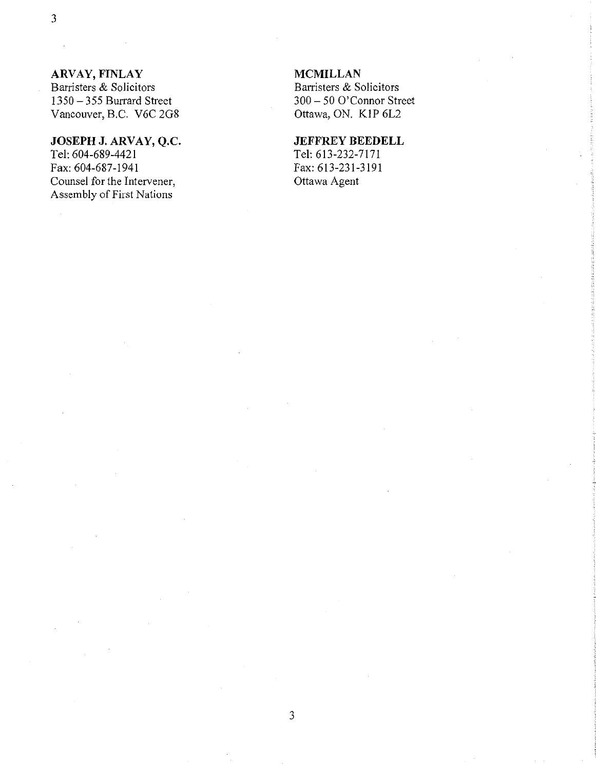**ARVAY, FINLAY**
Barristers & Solicitors
1350 – 355 Burrard Street
Vancouver, B.C. V6C 2G8

**JOSEPH J. ARVAY, Q.C.**
Tel: 604-689-4421
Fax: 604-687-1941
Counsel for the Intervener,
Assembly of First Nations

**MCMILLAN**
Barristers & Solicitors
300 – 50 O'Connor Street
Ottawa, ON. K1P 6L2

**JEFFREY BEEDELL**
Tel: 613-232-7171
Fax: 613-231-3191
Ottawa Agent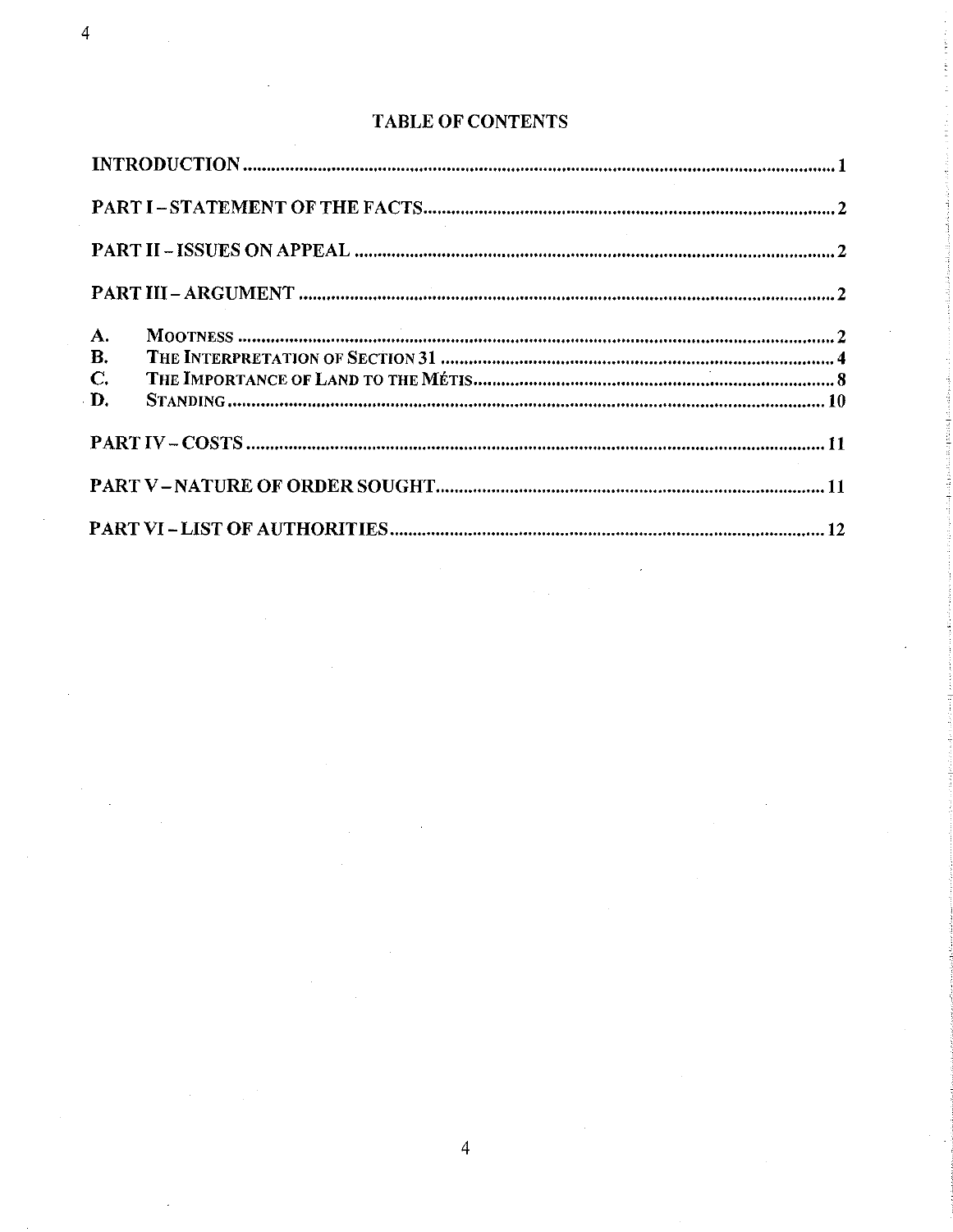# TABLE OF CONTENTS

INTRODUCTION ........................................................................................................................ 1

PART I – STATEMENT OF THE FACTS ................................................................................ 2

PART II – ISSUES ON APPEAL ............................................................................................. 2

PART III – ARGUMENT .......................................................................................................... 2

A. MOOTNESS ........................................................................................................................ 2
B. THE INTERPRETATION OF SECTION 31 ............................................................................ 4
C. THE IMPORTANCE OF LAND TO THE MÉTIS ..................................................................... 8
D. STANDING ......................................................................................................................... 10

PART IV – COSTS .................................................................................................................. 11

PART V – NATURE OF ORDER SOUGHT ........................................................................... 11

PART VI – LIST OF AUTHORITIES ...................................................................................... 12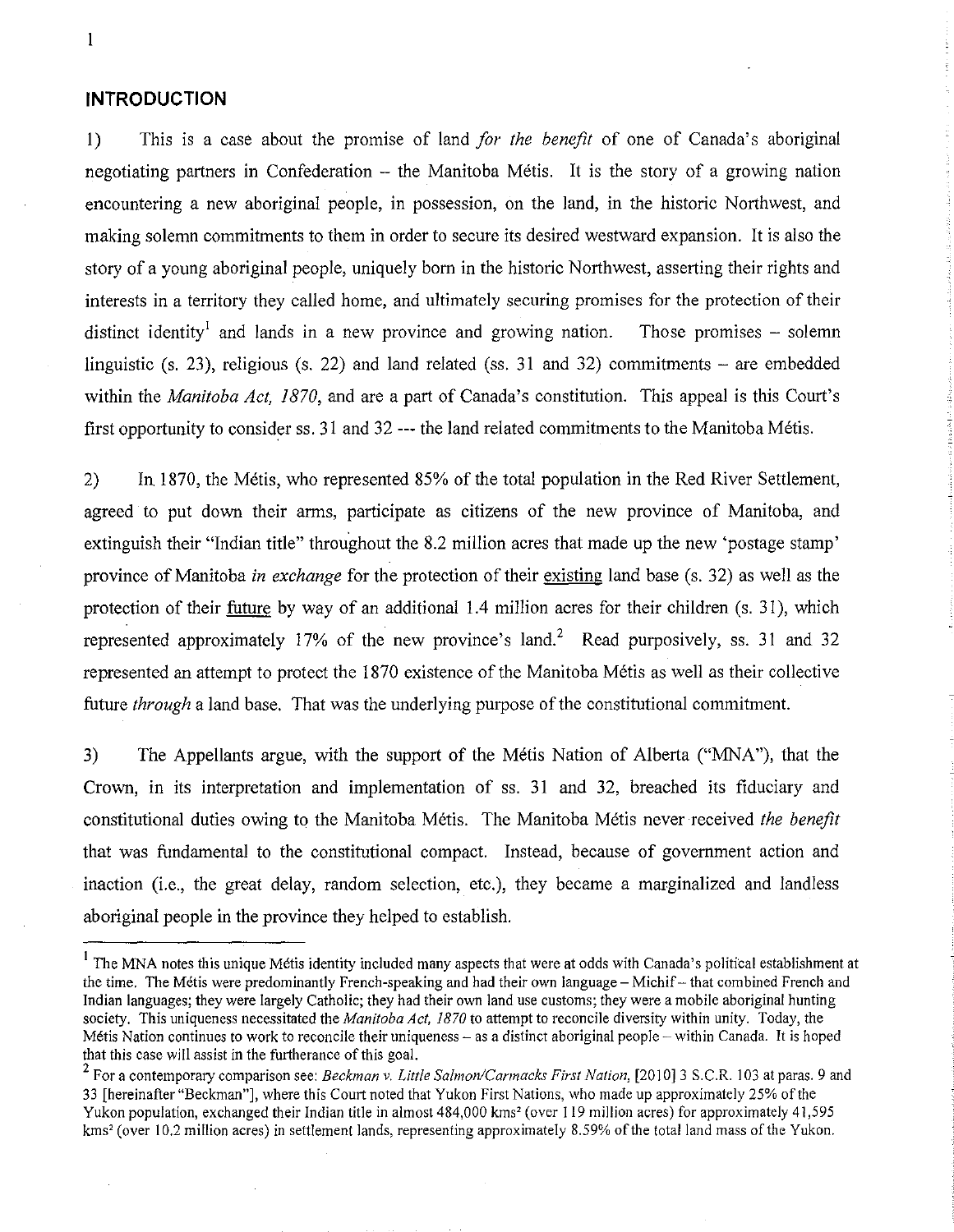## INTRODUCTION

1) This is a case about the promise of land *for the benefit* of one of Canada's aboriginal negotiating partners in Confederation – the Manitoba Métis. It is the story of a growing nation encountering a new aboriginal people, in possession, on the land, in the historic Northwest, and making solemn commitments to them in order to secure its desired westward expansion. It is also the story of a young aboriginal people, uniquely born in the historic Northwest, asserting their rights and interests in a territory they called home, and ultimately securing promises for the protection of their distinct identity[1] and lands in a new province and growing nation. Those promises – solemn linguistic (s. 23), religious (s. 22) and land related (ss. 31 and 32) commitments – are embedded within the *Manitoba Act, 1870*, and are a part of Canada's constitution. This appeal is this Court's first opportunity to consider ss. 31 and 32 --- the land related commitments to the Manitoba Métis.

2) In 1870, the Métis, who represented 85% of the total population in the Red River Settlement, agreed to put down their arms, participate as citizens of the new province of Manitoba, and extinguish their "Indian title" throughout the 8.2 million acres that made up the new 'postage stamp' province of Manitoba *in exchange* for the protection of their existing land base (s. 32) as well as the protection of their future by way of an additional 1.4 million acres for their children (s. 31), which represented approximately 17% of the new province's land.[2] Read purposively, ss. 31 and 32 represented an attempt to protect the 1870 existence of the Manitoba Métis as well as their collective future *through* a land base. That was the underlying purpose of the constitutional commitment.

3) The Appellants argue, with the support of the Métis Nation of Alberta ("MNA"), that the Crown, in its interpretation and implementation of ss. 31 and 32, breached its fiduciary and constitutional duties owing to the Manitoba Métis. The Manitoba Métis never received *the benefit* that was fundamental to the constitutional compact. Instead, because of government action and inaction (i.e., the great delay, random selection, etc.), they became a marginalized and landless aboriginal people in the province they helped to establish.

---

[1] The MNA notes this unique Métis identity included many aspects that were at odds with Canada's political establishment at the time. The Métis were predominantly French-speaking and had their own language – Michif – that combined French and Indian languages; they were largely Catholic; they had their own land use customs; they were a mobile aboriginal hunting society. This uniqueness necessitated the *Manitoba Act, 1870* to attempt to reconcile diversity within unity. Today, the Métis Nation continues to work to reconcile their uniqueness – as a distinct aboriginal people – within Canada. It is hoped that this case will assist in the furtherance of this goal.

[2] For a contemporary comparison see: *Beckman v. Little Salmon/Carmacks First Nation*, [2010] 3 S.C.R. 103 at paras. 9 and 33 [hereinafter "Beckman"], where this Court noted that Yukon First Nations, who made up approximately 25% of the Yukon population, exchanged their Indian title in almost 484,000 kms² (over 119 million acres) for approximately 41,595 kms² (over 10.2 million acres) in settlement lands, representing approximately 8.59% of the total land mass of the Yukon.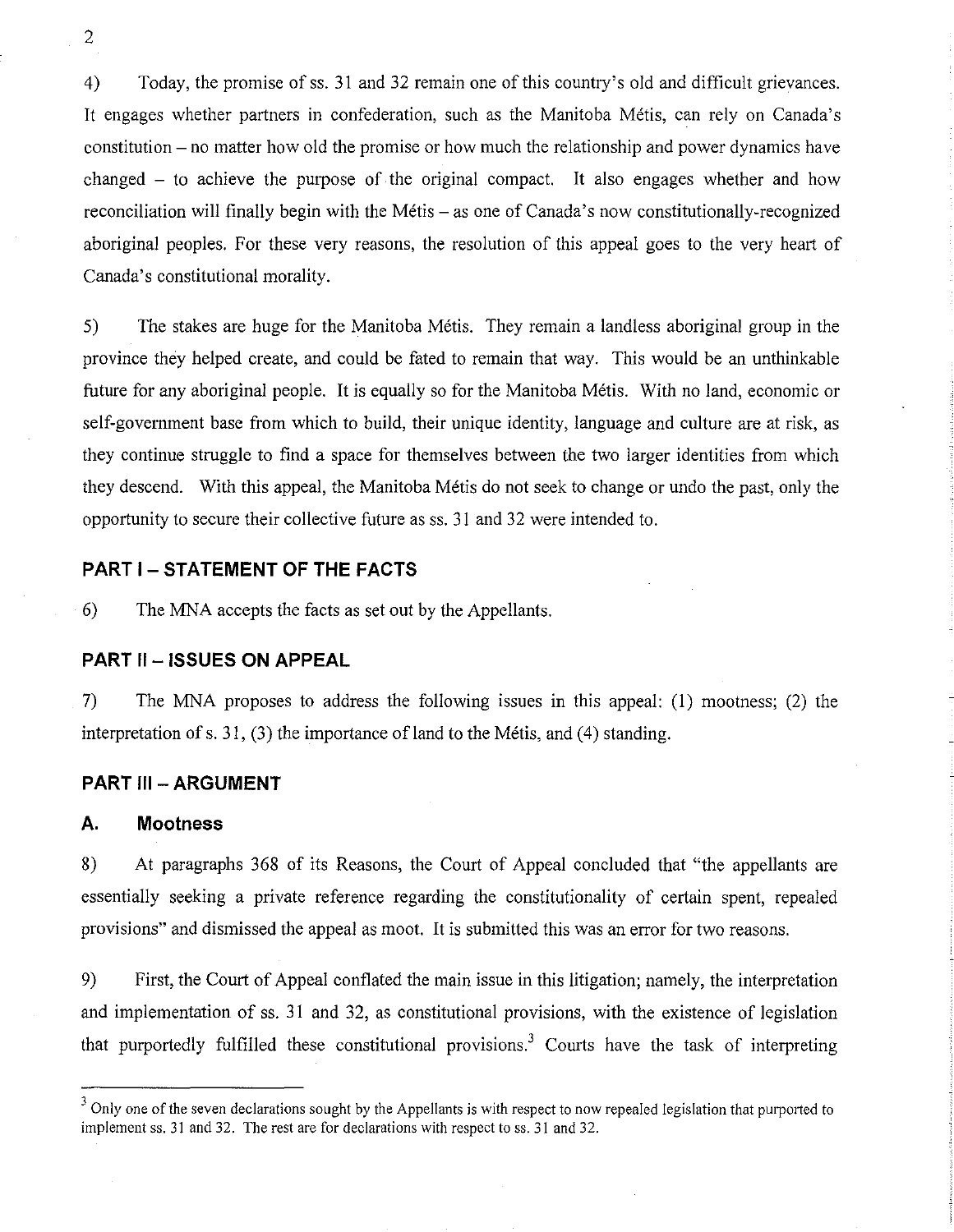4) Today, the promise of ss. 31 and 32 remain one of this country's old and difficult grievances. It engages whether partners in confederation, such as the Manitoba Métis, can rely on Canada's constitution – no matter how old the promise or how much the relationship and power dynamics have changed – to achieve the purpose of the original compact. It also engages whether and how reconciliation will finally begin with the Métis – as one of Canada's now constitutionally-recognized aboriginal peoples. For these very reasons, the resolution of this appeal goes to the very heart of Canada's constitutional morality.

5) The stakes are huge for the Manitoba Métis. They remain a landless aboriginal group in the province they helped create, and could be fated to remain that way. This would be an unthinkable future for any aboriginal people. It is equally so for the Manitoba Métis. With no land, economic or self-government base from which to build, their unique identity, language and culture are at risk, as they continue struggle to find a space for themselves between the two larger identities from which they descend. With this appeal, the Manitoba Métis do not seek to change or undo the past, only the opportunity to secure their collective future as ss. 31 and 32 were intended to.

## PART I – STATEMENT OF THE FACTS

6) The MNA accepts the facts as set out by the Appellants.

## PART II – ISSUES ON APPEAL

7) The MNA proposes to address the following issues in this appeal: (1) mootness; (2) the interpretation of s. 31, (3) the importance of land to the Métis, and (4) standing.

## PART III – ARGUMENT

### A. Mootness

8) At paragraphs 368 of its Reasons, the Court of Appeal concluded that "the appellants are essentially seeking a private reference regarding the constitutionality of certain spent, repealed provisions" and dismissed the appeal as moot. It is submitted this was an error for two reasons.

9) First, the Court of Appeal conflated the main issue in this litigation; namely, the interpretation and implementation of ss. 31 and 32, as constitutional provisions, with the existence of legislation that purportedly fulfilled these constitutional provisions.[3] Courts have the task of interpreting

[3] Only one of the seven declarations sought by the Appellants is with respect to now repealed legislation that purported to implement ss. 31 and 32. The rest are for declarations with respect to ss. 31 and 32.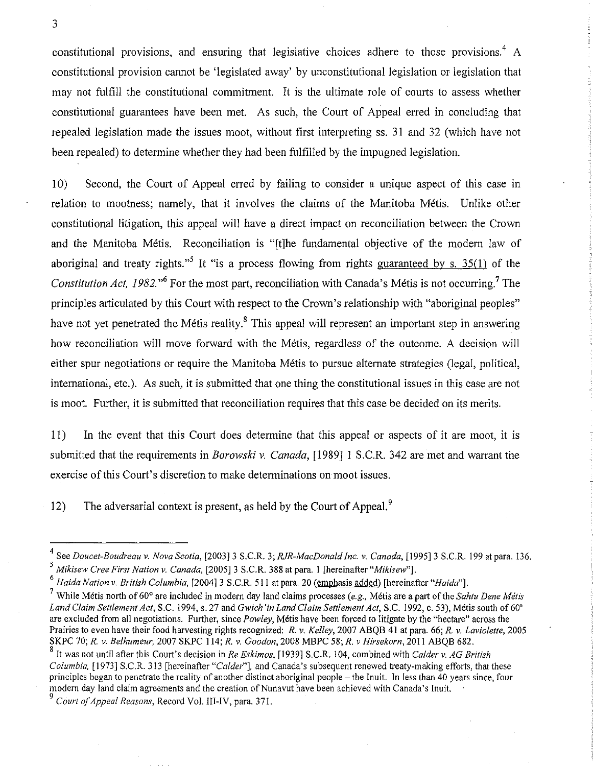constitutional provisions, and ensuring that legislative choices adhere to those provisions.[4] A constitutional provision cannot be 'legislated away' by unconstitutional legislation or legislation that may not fulfill the constitutional commitment. It is the ultimate role of courts to assess whether constitutional guarantees have been met. As such, the Court of Appeal erred in concluding that repealed legislation made the issues moot, without first interpreting ss. 31 and 32 (which have not been repealed) to determine whether they had been fulfilled by the impugned legislation.

10) Second, the Court of Appeal erred by failing to consider a unique aspect of this case in relation to mootness; namely, that it involves the claims of the Manitoba Métis. Unlike other constitutional litigation, this appeal will have a direct impact on reconciliation between the Crown and the Manitoba Métis. Reconciliation is "[t]he fundamental objective of the modern law of aboriginal and treaty rights."[5] It "is a process flowing from rights guaranteed by s. 35(1) of the *Constitution Act, 1982*."[6] For the most part, reconciliation with Canada's Métis is not occurring.[7] The principles articulated by this Court with respect to the Crown's relationship with "aboriginal peoples" have not yet penetrated the Métis reality.[8] This appeal will represent an important step in answering how reconciliation will move forward with the Métis, regardless of the outcome. A decision will either spur negotiations or require the Manitoba Métis to pursue alternate strategies (legal, political, international, etc.). As such, it is submitted that one thing the constitutional issues in this case are not is moot. Further, it is submitted that reconciliation requires that this case be decided on its merits.

11) In the event that this Court does determine that this appeal or aspects of it are moot, it is submitted that the requirements in *Borowski v. Canada*, [1989] 1 S.C.R. 342 are met and warrant the exercise of this Court's discretion to make determinations on moot issues.

12) The adversarial context is present, as held by the Court of Appeal.[9]

---

[4] See *Doucet-Boudreau v. Nova Scotia*, [2003] 3 S.C.R. 3; *RJR-MacDonald Inc. v. Canada*, [1995] 3 S.C.R. 199 at para. 136.

[5] *Mikisew Cree First Nation v. Canada*, [2005] 3 S.C.R. 388 at para. 1 [hereinafter "*Mikisew*"].

[6] *Haida Nation v. British Columbia*, [2004] 3 S.C.R. 511 at para. 20 (emphasis added) [hereinafter "*Haida*"].

[7] While Métis north of 60° are included in modern day land claims processes (*e.g.*, Métis are a part of the *Sahtu Dene Métis Land Claim Settlement Act*, S.C. 1994, s. 27 and *Gwich'in Land Claim Settlement Act*, S.C. 1992, c. 53), Métis south of 60° are excluded from all negotiations. Further, since *Powley*, Métis have been forced to litigate by the "hectare" across the Prairies to even have their food harvesting rights recognized: *R. v. Kelley*, 2007 ABQB 41 at para. 66; *R. v. Laviolette*, 2005 SKPC 70; *R. v. Belhumeur*, 2007 SKPC 114; *R. v. Goodon*, 2008 MBPC 58; *R. v Hirsekorn*, 2011 ABQB 682.

[8] It was not until after this Court's decision in *Re Eskimos*, [1939] S.C.R. 104, combined with *Calder v. AG British Columbia*, [1973] S.C.R. 313 [hereinafter "*Calder*"], and Canada's subsequent renewed treaty-making efforts, that these principles began to penetrate the reality of another distinct aboriginal people – the Inuit. In less than 40 years since, four modern day land claim agreements and the creation of Nunavut have been achieved with Canada's Inuit.

[9] *Court of Appeal Reasons*, Record Vol. III-IV, para. 371.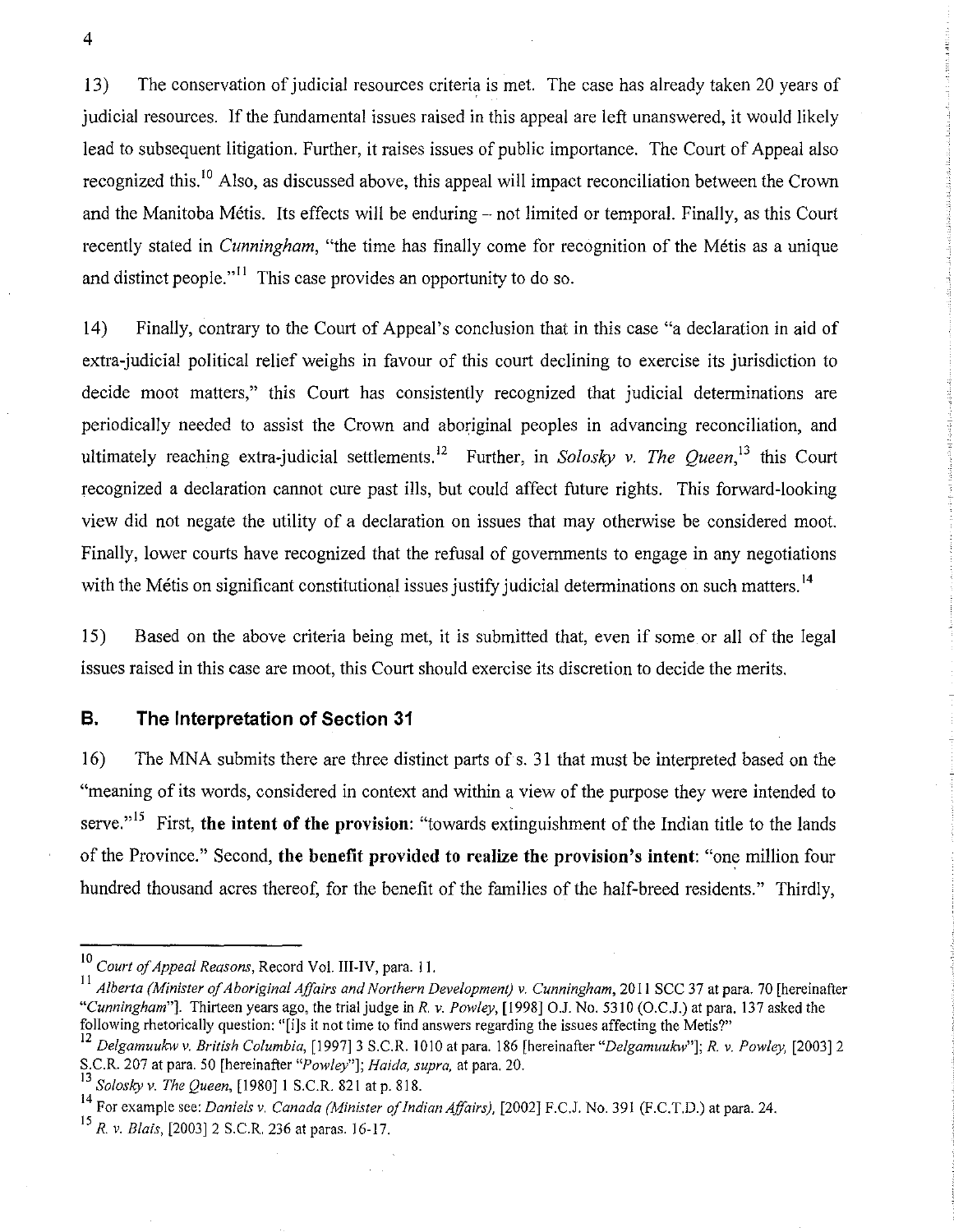13) The conservation of judicial resources criteria is met. The case has already taken 20 years of judicial resources. If the fundamental issues raised in this appeal are left unanswered, it would likely lead to subsequent litigation. Further, it raises issues of public importance. The Court of Appeal also recognized this.[10] Also, as discussed above, this appeal will impact reconciliation between the Crown and the Manitoba Métis. Its effects will be enduring – not limited or temporal. Finally, as this Court recently stated in *Cunningham*, "the time has finally come for recognition of the Métis as a unique and distinct people."[11] This case provides an opportunity to do so.

14) Finally, contrary to the Court of Appeal's conclusion that in this case "a declaration in aid of extra-judicial political relief weighs in favour of this court declining to exercise its jurisdiction to decide moot matters," this Court has consistently recognized that judicial determinations are periodically needed to assist the Crown and aboriginal peoples in advancing reconciliation, and ultimately reaching extra-judicial settlements.[12] Further, in *Solosky v. The Queen*,[13] this Court recognized a declaration cannot cure past ills, but could affect future rights. This forward-looking view did not negate the utility of a declaration on issues that may otherwise be considered moot. Finally, lower courts have recognized that the refusal of governments to engage in any negotiations with the Métis on significant constitutional issues justify judicial determinations on such matters.[14]

15) Based on the above criteria being met, it is submitted that, even if some or all of the legal issues raised in this case are moot, this Court should exercise its discretion to decide the merits.

## B. The Interpretation of Section 31

16) The MNA submits there are three distinct parts of s. 31 that must be interpreted based on the "meaning of its words, considered in context and within a view of the purpose they were intended to serve."[15] First, **the intent of the provision**: "towards extinguishment of the Indian title to the lands of the Province." Second, **the benefit provided to realize the provision's intent**: "one million four hundred thousand acres thereof, for the benefit of the families of the half-breed residents." Thirdly,

---

[10] *Court of Appeal Reasons*, Record Vol. III-IV, para. 11.

[11] *Alberta (Minister of Aboriginal Affairs and Northern Development) v. Cunningham*, 2011 SCC 37 at para. 70 [hereinafter "*Cunningham*"]. Thirteen years ago, the trial judge in *R. v. Powley*, [1998] O.J. No. 5310 (O.C.J.) at para. 137 asked the following rhetorically question: "[i]s it not time to find answers regarding the issues affecting the Metis?"

[12] *Delgamuukw v. British Columbia*, [1997] 3 S.C.R. 1010 at para. 186 [hereinafter "*Delgamuukw*"]; *R. v. Powley*, [2003] 2 S.C.R. 207 at para. 50 [hereinafter "*Powley*"]; *Haida, supra*, at para. 20.

[13] *Solosky v. The Queen*, [1980] 1 S.C.R. 821 at p. 818.

[14] For example see: *Daniels v. Canada (Minister of Indian Affairs)*, [2002] F.C.J. No. 391 (F.C.T.D.) at para. 24.

[15] *R. v. Blais*, [2003] 2 S.C.R. 236 at paras. 16-17.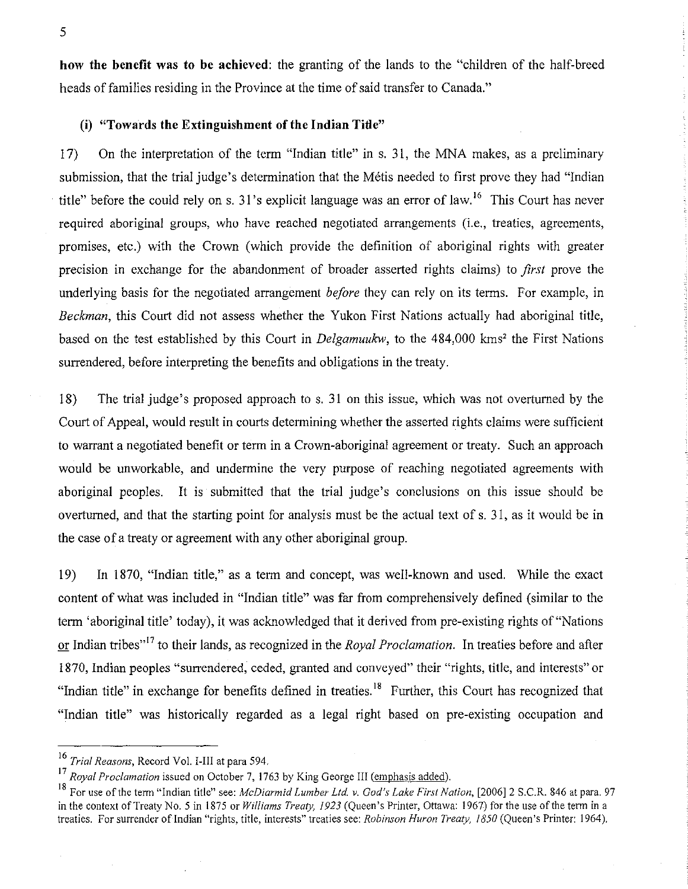**how the benefit was to be achieved**: the granting of the lands to the "children of the half-breed heads of families residing in the Province at the time of said transfer to Canada."

### (i) "Towards the Extinguishment of the Indian Title"

17) On the interpretation of the term "Indian title" in s. 31, the MNA makes, as a preliminary submission, that the trial judge's determination that the Métis needed to first prove they had "Indian title" before the could rely on s. 31's explicit language was an error of law.[16] This Court has never required aboriginal groups, who have reached negotiated arrangements (i.e., treaties, agreements, promises, etc.) with the Crown (which provide the definition of aboriginal rights with greater precision in exchange for the abandonment of broader asserted rights claims) to *first* prove the underlying basis for the negotiated arrangement *before* they can rely on its terms. For example, in *Beckman*, this Court did not assess whether the Yukon First Nations actually had aboriginal title, based on the test established by this Court in *Delgamuukw*, to the 484,000 kms² the First Nations surrendered, before interpreting the benefits and obligations in the treaty.

18) The trial judge's proposed approach to s. 31 on this issue, which was not overturned by the Court of Appeal, would result in courts determining whether the asserted rights claims were sufficient to warrant a negotiated benefit or term in a Crown-aboriginal agreement or treaty. Such an approach would be unworkable, and undermine the very purpose of reaching negotiated agreements with aboriginal peoples. It is submitted that the trial judge's conclusions on this issue should be overturned, and that the starting point for analysis must be the actual text of s. 31, as it would be in the case of a treaty or agreement with any other aboriginal group.

19) In 1870, "Indian title," as a term and concept, was well-known and used. While the exact content of what was included in "Indian title" was far from comprehensively defined (similar to the term 'aboriginal title' today), it was acknowledged that it derived from pre-existing rights of "Nations <u>or</u> Indian tribes"[17] to their lands, as recognized in the *Royal Proclamation*. In treaties before and after 1870, Indian peoples "surrendered, ceded, granted and conveyed" their "rights, title, and interests" or "Indian title" in exchange for benefits defined in treaties.[18] Further, this Court has recognized that "Indian title" was historically regarded as a legal right based on pre-existing occupation and

---

[16] *Trial Reasons*, Record Vol. I-III at para 594.

[17] *Royal Proclamation* issued on October 7, 1763 by King George III (<u>emphasis added</u>).

[18] For use of the term "Indian title" see: *McDiarmid Lumber Ltd. v. God's Lake First Nation*, [2006] 2 S.C.R. 846 at para. 97 in the context of Treaty No. 5 in 1875 or *Williams Treaty, 1923* (Queen's Printer, Ottawa: 1967) for the use of the term in a treaties. For surrender of Indian "rights, title, interests" treaties see: *Robinson Huron Treaty, 1850* (Queen's Printer: 1964).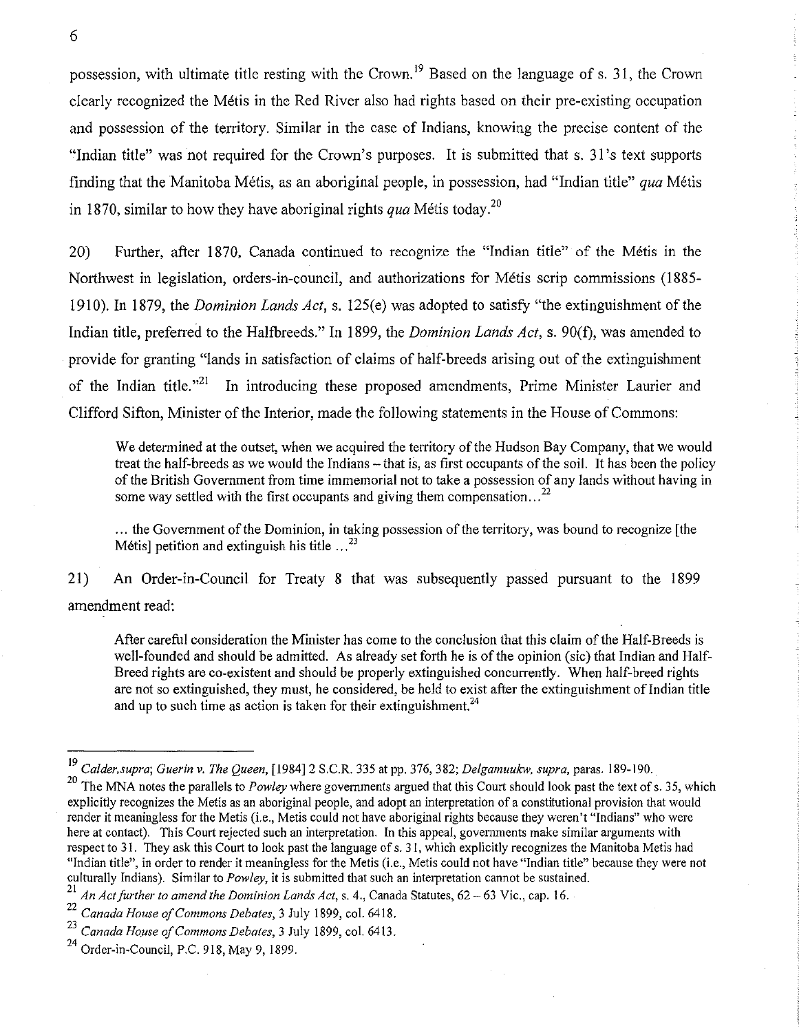possession, with ultimate title resting with the Crown.[19] Based on the language of s. 31, the Crown clearly recognized the Métis in the Red River also had rights based on their pre-existing occupation and possession of the territory. Similar in the case of Indians, knowing the precise content of the "Indian title" was not required for the Crown's purposes. It is submitted that s. 31's text supports finding that the Manitoba Métis, as an aboriginal people, in possession, had "Indian title" *qua* Métis in 1870, similar to how they have aboriginal rights *qua* Métis today.[20]

20) Further, after 1870, Canada continued to recognize the "Indian title" of the Métis in the Northwest in legislation, orders-in-council, and authorizations for Métis scrip commissions (1885-1910). In 1879, the *Dominion Lands Act*, s. 125(e) was adopted to satisfy "the extinguishment of the Indian title, preferred to the Halfbreeds." In 1899, the *Dominion Lands Act*, s. 90(f), was amended to provide for granting "lands in satisfaction of claims of half-breeds arising out of the extinguishment of the Indian title."[21] In introducing these proposed amendments, Prime Minister Laurier and Clifford Sifton, Minister of the Interior, made the following statements in the House of Commons:

> We determined at the outset, when we acquired the territory of the Hudson Bay Company, that we would treat the half-breeds as we would the Indians – that is, as first occupants of the soil. It has been the policy of the British Government from time immemorial not to take a possession of any lands without having in some way settled with the first occupants and giving them compensation…[22]

> … the Government of the Dominion, in taking possession of the territory, was bound to recognize [the Métis] petition and extinguish his title …[23]

21) An Order-in-Council for Treaty 8 that was subsequently passed pursuant to the 1899 amendment read:

> After careful consideration the Minister has come to the conclusion that this claim of the Half-Breeds is well-founded and should be admitted. As already set forth he is of the opinion (sic) that Indian and Half-Breed rights are co-existent and should be properly extinguished concurrently. When half-breed rights are not so extinguished, they must, he considered, be held to exist after the extinguishment of Indian title and up to such time as action is taken for their extinguishment.[24]

---

[19] *Calder, supra*; *Guerin v. The Queen*, [1984] 2 S.C.R. 335 at pp. 376, 382; *Delgamuukw, supra*, paras. 189-190.

[20] The MNA notes the parallels to *Powley* where governments argued that this Court should look past the text of s. 35, which explicitly recognizes the Metis as an aboriginal people, and adopt an interpretation of a constitutional provision that would render it meaningless for the Metis (i.e., Metis could not have aboriginal rights because they weren't "Indians" who were here at contact). This Court rejected such an interpretation. In this appeal, governments make similar arguments with respect to 31. They ask this Court to look past the language of s. 31, which explicitly recognizes the Manitoba Metis had "Indian title", in order to render it meaningless for the Metis (i.e., Metis could not have "Indian title" because they were not culturally Indians). Similar to *Powley*, it is submitted that such an interpretation cannot be sustained.

[21] *An Act further to amend the Dominion Lands Act*, s. 4., Canada Statutes, 62 – 63 Vic., cap. 16.

[22] *Canada House of Commons Debates*, 3 July 1899, col. 6418.

[23] *Canada House of Commons Debates*, 3 July 1899, col. 6413.

[24] Order-in-Council, P.C. 918, May 9, 1899.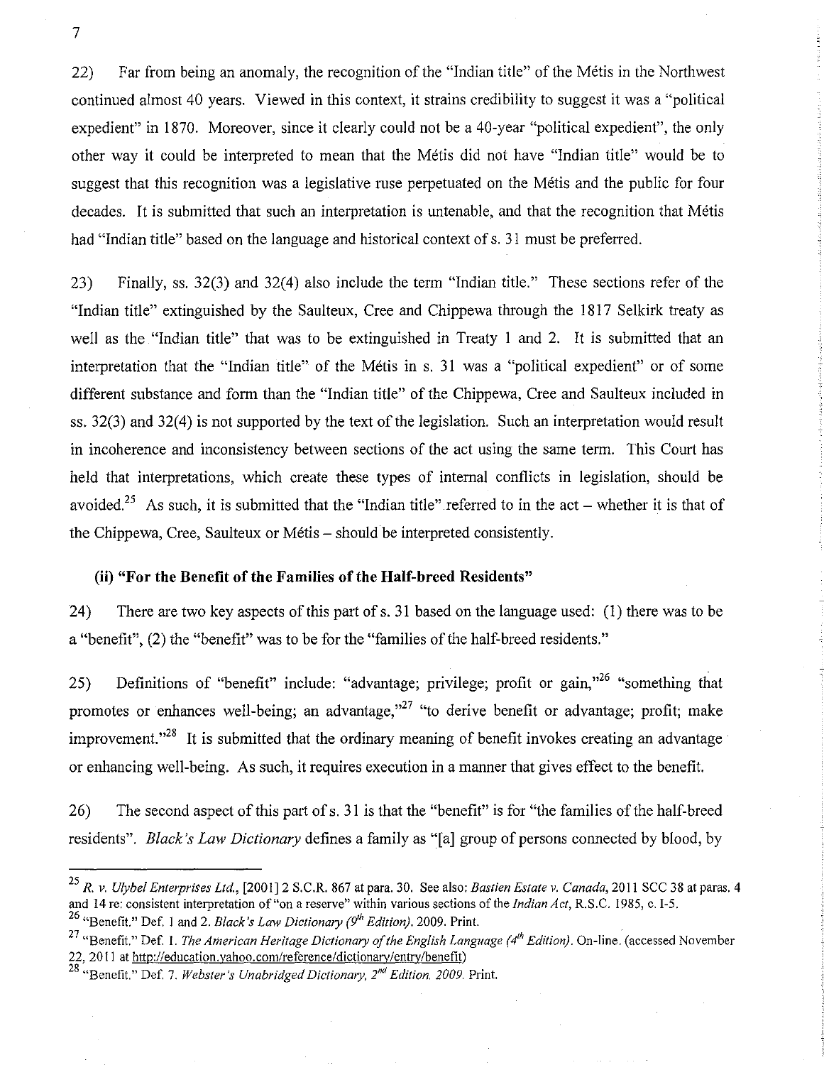22) Far from being an anomaly, the recognition of the "Indian title" of the Métis in the Northwest continued almost 40 years. Viewed in this context, it strains credibility to suggest it was a "political expedient" in 1870. Moreover, since it clearly could not be a 40-year "political expedient", the only other way it could be interpreted to mean that the Métis did not have "Indian title" would be to suggest that this recognition was a legislative ruse perpetuated on the Métis and the public for four decades. It is submitted that such an interpretation is untenable, and that the recognition that Métis had "Indian title" based on the language and historical context of s. 31 must be preferred.

23) Finally, ss. 32(3) and 32(4) also include the term "Indian title." These sections refer of the "Indian title" extinguished by the Saulteux, Cree and Chippewa through the 1817 Selkirk treaty as well as the "Indian title" that was to be extinguished in Treaty 1 and 2. It is submitted that an interpretation that the "Indian title" of the Métis in s. 31 was a "political expedient" or of some different substance and form than the "Indian title" of the Chippewa, Cree and Saulteux included in ss. 32(3) and 32(4) is not supported by the text of the legislation. Such an interpretation would result in incoherence and inconsistency between sections of the act using the same term. This Court has held that interpretations, which create these types of internal conflicts in legislation, should be avoided.[25] As such, it is submitted that the "Indian title" referred to in the act – whether it is that of the Chippewa, Cree, Saulteux or Métis – should be interpreted consistently.

### (ii) "For the Benefit of the Families of the Half-breed Residents"

24) There are two key aspects of this part of s. 31 based on the language used: (1) there was to be a "benefit", (2) the "benefit" was to be for the "families of the half-breed residents."

25) Definitions of "benefit" include: "advantage; privilege; profit or gain,"[26] "something that promotes or enhances well-being; an advantage,"[27] "to derive benefit or advantage; profit; make improvement."[28] It is submitted that the ordinary meaning of benefit invokes creating an advantage or enhancing well-being. As such, it requires execution in a manner that gives effect to the benefit.

26) The second aspect of this part of s. 31 is that the "benefit" is for "the families of the half-breed residents". *Black's Law Dictionary* defines a family as "[a] group of persons connected by blood, by

---

[25] *R. v. Ulybel Enterprises Ltd.*, [2001] 2 S.C.R. 867 at para. 30. See also: *Bastien Estate v. Canada*, 2011 SCC 38 at paras. 4 and 14 re: consistent interpretation of "on a reserve" within various sections of the *Indian Act*, R.S.C. 1985, c. I-5.

[26] "Benefit." Def. 1 and 2. *Black's Law Dictionary (9th Edition)*. 2009. Print.

[27] "Benefit." Def. 1. *The American Heritage Dictionary of the English Language (4th Edition)*. On-line. (accessed November 22, 2011 at http://education.yahoo.com/reference/dictionary/entry/benefit)

[28] "Benefit." Def. 7. *Webster's Unabridged Dictionary, 2nd Edition. 2009.* Print.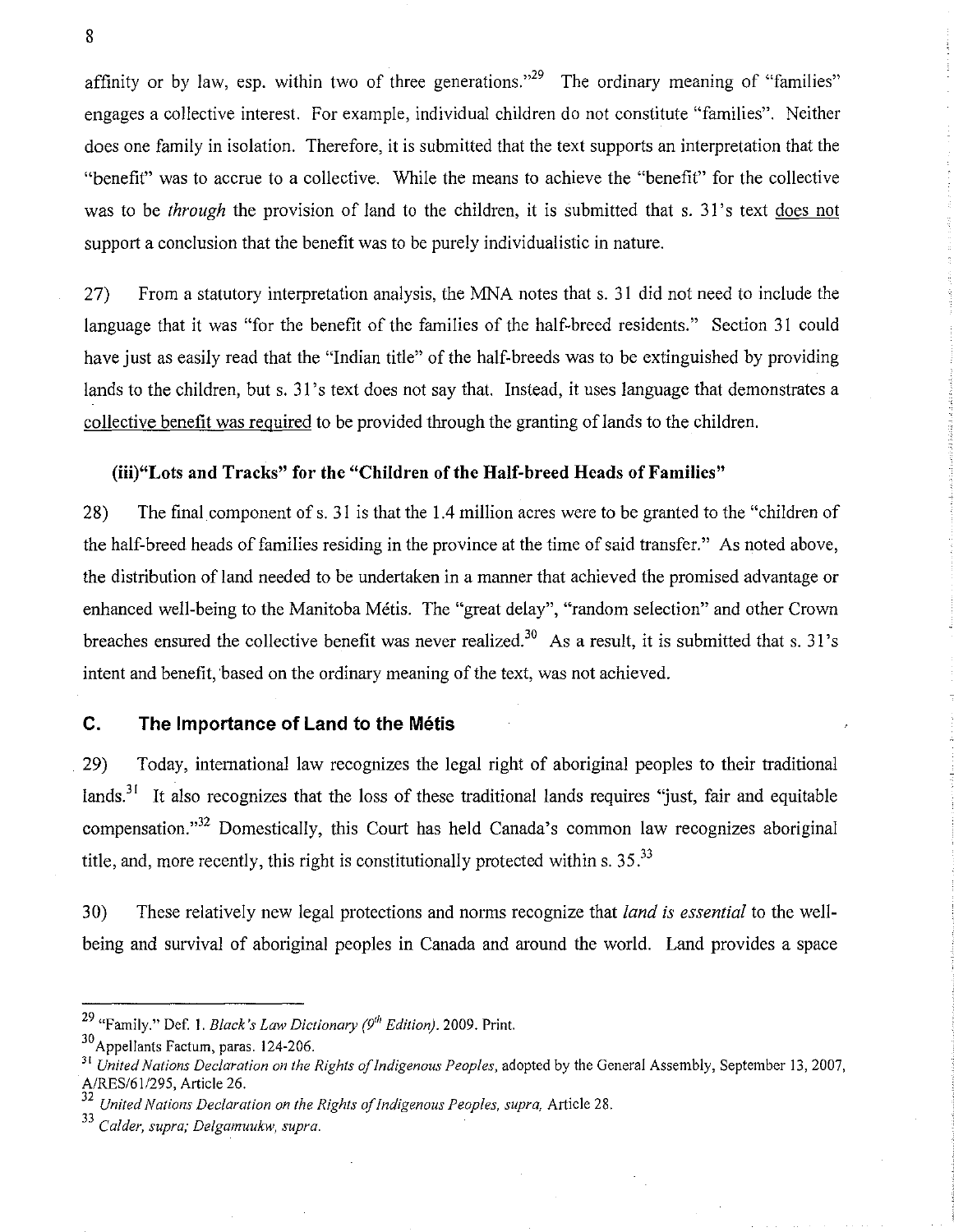affinity or by law, esp. within two of three generations."[29] The ordinary meaning of "families" engages a collective interest. For example, individual children do not constitute "families". Neither does one family in isolation. Therefore, it is submitted that the text supports an interpretation that the "benefit" was to accrue to a collective. While the means to achieve the "benefit" for the collective was to be *through* the provision of land to the children, it is submitted that s. 31's text does not support a conclusion that the benefit was to be purely individualistic in nature.

27) From a statutory interpretation analysis, the MNA notes that s. 31 did not need to include the language that it was "for the benefit of the families of the half-breed residents." Section 31 could have just as easily read that the "Indian title" of the half-breeds was to be extinguished by providing lands to the children, but s. 31's text does not say that. Instead, it uses language that demonstrates a collective benefit was required to be provided through the granting of lands to the children.

#### (iii)"Lots and Tracks" for the "Children of the Half-breed Heads of Families"

28) The final component of s. 31 is that the 1.4 million acres were to be granted to the "children of the half-breed heads of families residing in the province at the time of said transfer." As noted above, the distribution of land needed to be undertaken in a manner that achieved the promised advantage or enhanced well-being to the Manitoba Métis. The "great delay", "random selection" and other Crown breaches ensured the collective benefit was never realized.[30] As a result, it is submitted that s. 31's intent and benefit, based on the ordinary meaning of the text, was not achieved.

### C. The Importance of Land to the Métis

29) Today, international law recognizes the legal right of aboriginal peoples to their traditional lands.[31] It also recognizes that the loss of these traditional lands requires "just, fair and equitable compensation."[32] Domestically, this Court has held Canada's common law recognizes aboriginal title, and, more recently, this right is constitutionally protected within s. 35.[33]

30) These relatively new legal protections and norms recognize that *land is essential* to the well-being and survival of aboriginal peoples in Canada and around the world. Land provides a space

---

[29] "Family." Def. 1. *Black's Law Dictionary (9th Edition)*. 2009. Print.

[30] Appellants Factum, paras. 124-206.

[31] *United Nations Declaration on the Rights of Indigenous Peoples*, adopted by the General Assembly, September 13, 2007, A/RES/61/295, Article 26.

[32] *United Nations Declaration on the Rights of Indigenous Peoples, supra*, Article 28.

[33] *Calder, supra; Delgamuukw, supra.*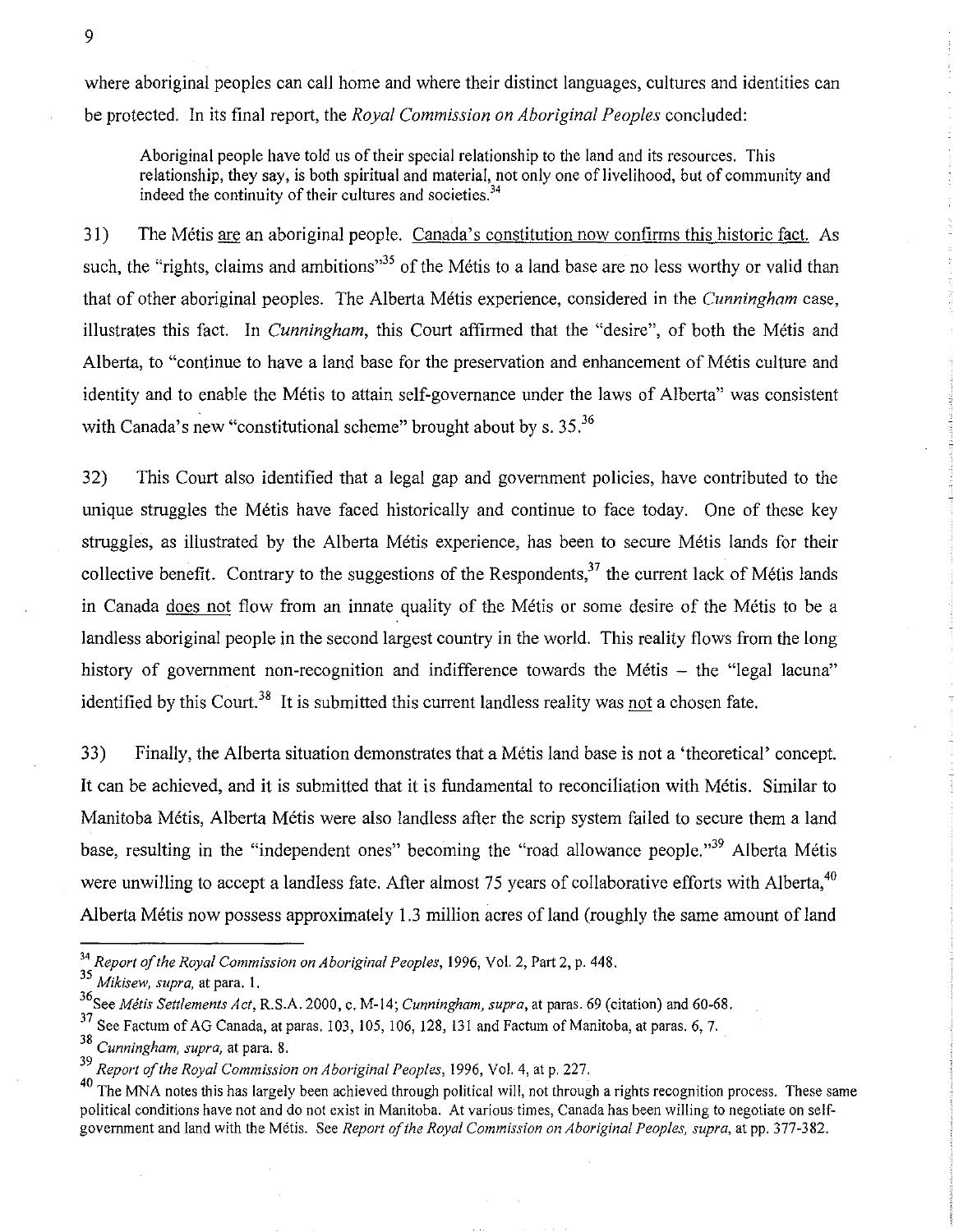where aboriginal peoples can call home and where their distinct languages, cultures and identities can be protected. In its final report, the *Royal Commission on Aboriginal Peoples* concluded:

> Aboriginal people have told us of their special relationship to the land and its resources. This relationship, they say, is both spiritual and material, not only one of livelihood, but of community and indeed the continuity of their cultures and societies.[34]

31) The Métis are an aboriginal people. Canada's constitution now confirms this historic fact. As such, the "rights, claims and ambitions"[35] of the Métis to a land base are no less worthy or valid than that of other aboriginal peoples. The Alberta Métis experience, considered in the *Cunningham* case, illustrates this fact. In *Cunningham*, this Court affirmed that the "desire", of both the Métis and Alberta, to "continue to have a land base for the preservation and enhancement of Métis culture and identity and to enable the Métis to attain self-governance under the laws of Alberta" was consistent with Canada's new "constitutional scheme" brought about by s. 35.[36]

32) This Court also identified that a legal gap and government policies, have contributed to the unique struggles the Métis have faced historically and continue to face today. One of these key struggles, as illustrated by the Alberta Métis experience, has been to secure Métis lands for their collective benefit. Contrary to the suggestions of the Respondents,[37] the current lack of Métis lands in Canada does not flow from an innate quality of the Métis or some desire of the Métis to be a landless aboriginal people in the second largest country in the world. This reality flows from the long history of government non-recognition and indifference towards the Métis – the "legal lacuna" identified by this Court.[38] It is submitted this current landless reality was not a chosen fate.

33) Finally, the Alberta situation demonstrates that a Métis land base is not a 'theoretical' concept. It can be achieved, and it is submitted that it is fundamental to reconciliation with Métis. Similar to Manitoba Métis, Alberta Métis were also landless after the scrip system failed to secure them a land base, resulting in the "independent ones" becoming the "road allowance people."[39] Alberta Métis were unwilling to accept a landless fate. After almost 75 years of collaborative efforts with Alberta,[40] Alberta Métis now possess approximately 1.3 million acres of land (roughly the same amount of land

---

[34] *Report of the Royal Commission on Aboriginal Peoples*, 1996, Vol. 2, Part 2, p. 448.

[35] *Mikisew, supra,* at para. 1.

[36] See *Métis Settlements Act*, R.S.A. 2000, c. M-14; *Cunningham, supra,* at paras. 69 (citation) and 60-68.

[37] See Factum of AG Canada, at paras. 103, 105, 106, 128, 131 and Factum of Manitoba, at paras. 6, 7.

[38] *Cunningham, supra,* at para. 8.

[39] *Report of the Royal Commission on Aboriginal Peoples*, 1996, Vol. 4, at p. 227.

[40] The MNA notes this has largely been achieved through political will, not through a rights recognition process. These same political conditions have not and do not exist in Manitoba. At various times, Canada has been willing to negotiate on self-government and land with the Métis. See *Report of the Royal Commission on Aboriginal Peoples, supra,* at pp. 377-382.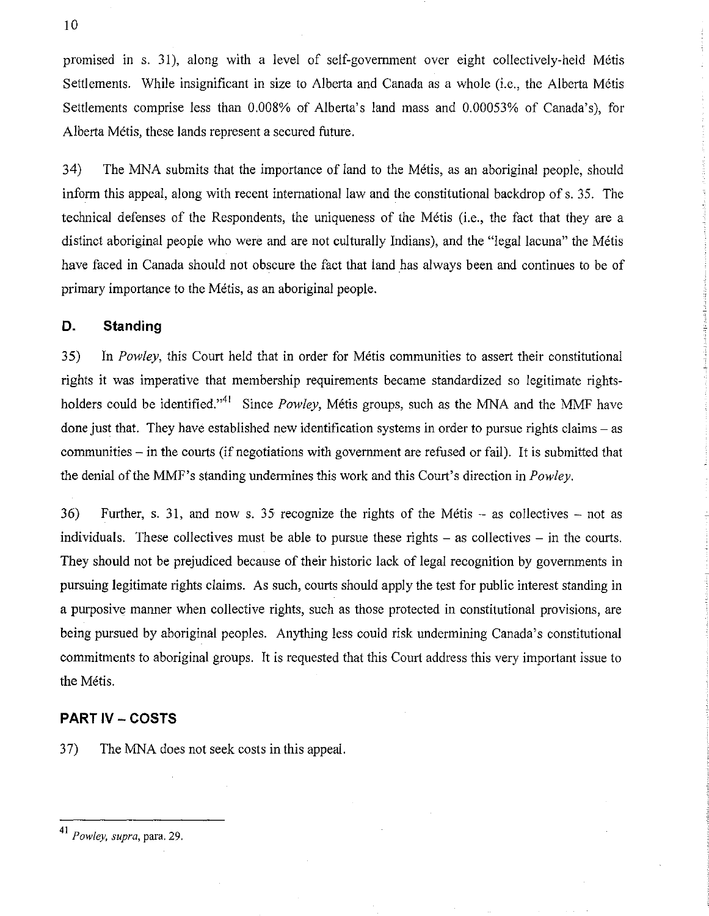promised in s. 31), along with a level of self-government over eight collectively-held Métis Settlements. While insignificant in size to Alberta and Canada as a whole (i.e., the Alberta Métis Settlements comprise less than 0.008% of Alberta's land mass and 0.00053% of Canada's), for Alberta Métis, these lands represent a secured future.

34) The MNA submits that the importance of land to the Métis, as an aboriginal people, should inform this appeal, along with recent international law and the constitutional backdrop of s. 35. The technical defenses of the Respondents, the uniqueness of the Métis (i.e., the fact that they are a distinct aboriginal people who were and are not culturally Indians), and the "legal lacuna" the Métis have faced in Canada should not obscure the fact that land has always been and continues to be of primary importance to the Métis, as an aboriginal people.

### D. Standing

35) In *Powley*, this Court held that in order for Métis communities to assert their constitutional rights it was imperative that membership requirements became standardized so legitimate rights-holders could be identified."[41] Since *Powley*, Métis groups, such as the MNA and the MMF have done just that. They have established new identification systems in order to pursue rights claims – as communities – in the courts (if negotiations with government are refused or fail). It is submitted that the denial of the MMF's standing undermines this work and this Court's direction in *Powley*.

36) Further, s. 31, and now s. 35 recognize the rights of the Métis – as collectives – not as individuals. These collectives must be able to pursue these rights – as collectives – in the courts. They should not be prejudiced because of their historic lack of legal recognition by governments in pursuing legitimate rights claims. As such, courts should apply the test for public interest standing in a purposive manner when collective rights, such as those protected in constitutional provisions, are being pursued by aboriginal peoples. Anything less could risk undermining Canada's constitutional commitments to aboriginal groups. It is requested that this Court address this very important issue to the Métis.

## PART IV – COSTS

37) The MNA does not seek costs in this appeal.

---

[41] *Powley, supra*, para. 29.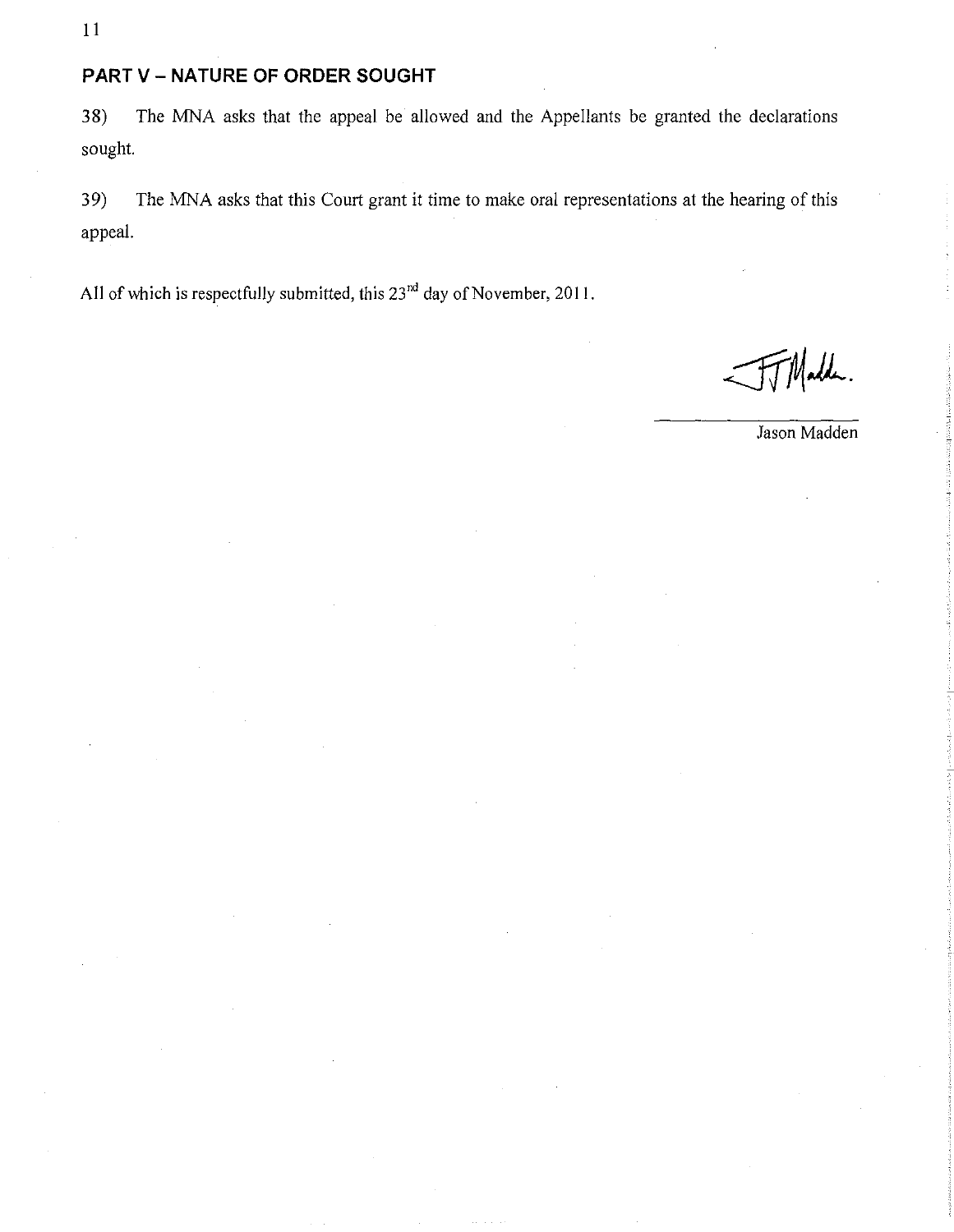## PART V – NATURE OF ORDER SOUGHT

38) The MNA asks that the appeal be allowed and the Appellants be granted the declarations sought.

39) The MNA asks that this Court grant it time to make oral representations at the hearing of this appeal.

All of which is respectfully submitted, this 23rd day of November, 2011.

Jason Madden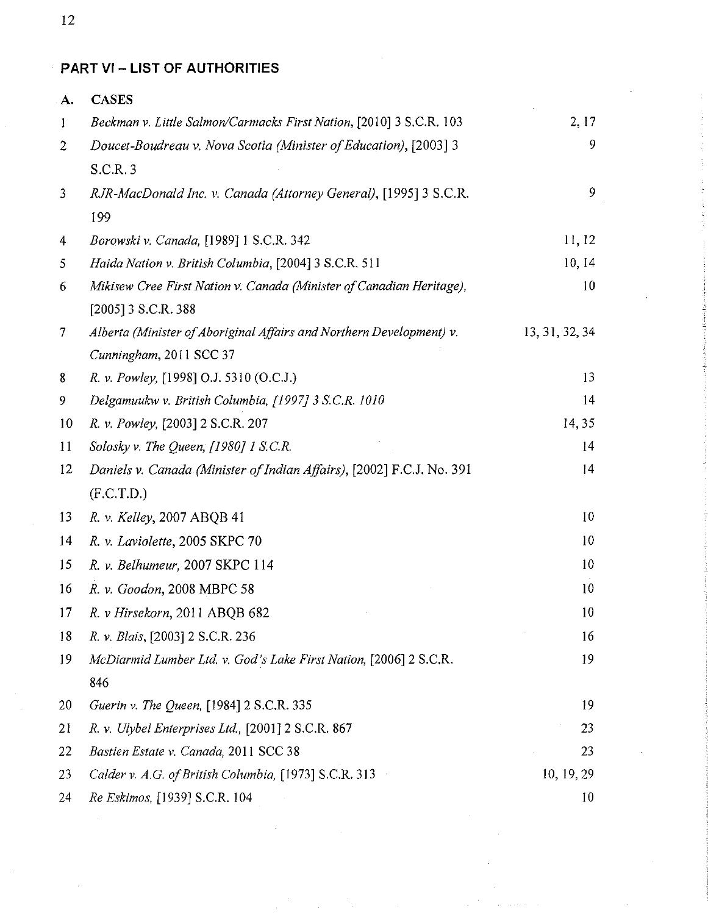## PART VI – LIST OF AUTHORITIES

| A. | CASES | |
|---|---|---|
| 1 | *Beckman v. Little Salmon/Carmacks First Nation*, [2010] 3 S.C.R. 103 | 2, 17 |
| 2 | *Doucet-Boudreau v. Nova Scotia (Minister of Education)*, [2003] 3 S.C.R. 3 | 9 |
| 3 | *RJR-MacDonald Inc. v. Canada (Attorney General)*, [1995] 3 S.C.R. 199 | 9 |
| 4 | *Borowski v. Canada*, [1989] 1 S.C.R. 342 | 11, 12 |
| 5 | *Haida Nation v. British Columbia*, [2004] 3 S.C.R. 511 | 10, 14 |
| 6 | *Mikisew Cree First Nation v. Canada (Minister of Canadian Heritage)*, [2005] 3 S.C.R. 388 | 10 |
| 7 | *Alberta (Minister of Aboriginal Affairs and Northern Development) v. Cunningham*, 2011 SCC 37 | 13, 31, 32, 34 |
| 8 | *R. v. Powley*, [1998] O.J. 5310 (O.C.J.) | 13 |
| 9 | *Delgamuukw v. British Columbia, [1997] 3 S.C.R. 1010* | 14 |
| 10 | *R. v. Powley*, [2003] 2 S.C.R. 207 | 14, 35 |
| 11 | *Solosky v. The Queen, [1980] 1 S.C.R.* | 14 |
| 12 | *Daniels v. Canada (Minister of Indian Affairs)*, [2002] F.C.J. No. 391 (F.C.T.D.) | 14 |
| 13 | *R. v. Kelley*, 2007 ABQB 41 | 10 |
| 14 | *R. v. Laviolette*, 2005 SKPC 70 | 10 |
| 15 | *R. v. Belhumeur*, 2007 SKPC 114 | 10 |
| 16 | *R. v. Goodon*, 2008 MBPC 58 | 10 |
| 17 | *R. v Hirsekorn*, 2011 ABQB 682 | 10 |
| 18 | *R. v. Blais*, [2003] 2 S.C.R. 236 | 16 |
| 19 | *McDiarmid Lumber Ltd. v. God's Lake First Nation*, [2006] 2 S.C.R. 846 | 19 |
| 20 | *Guerin v. The Queen*, [1984] 2 S.C.R. 335 | 19 |
| 21 | *R. v. Ulybel Enterprises Ltd.*, [2001] 2 S.C.R. 867 | 23 |
| 22 | *Bastien Estate v. Canada*, 2011 SCC 38 | 23 |
| 23 | *Calder v. A.G. of British Columbia*, [1973] S.C.R. 313 | 10, 19, 29 |
| 24 | *Re Eskimos*, [1939] S.C.R. 104 | 10 |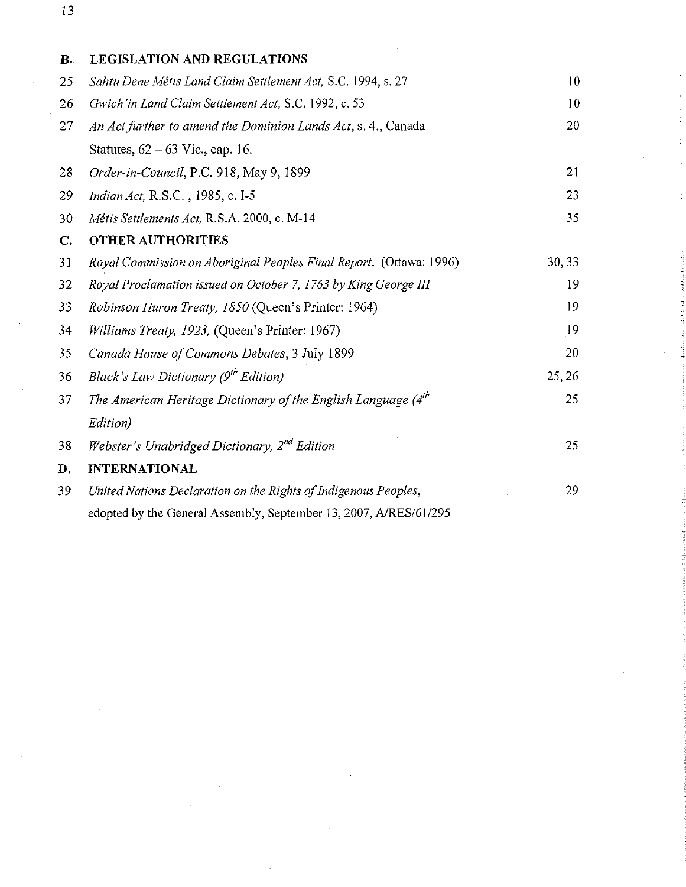## B. LEGISLATION AND REGULATIONS

| | | |
|---|---|---|
| 25 | *Sahtu Dene Métis Land Claim Settlement Act*, S.C. 1994, s. 27 | 10 |
| 26 | *Gwich'in Land Claim Settlement Act*, S.C. 1992, c. 53 | 10 |
| 27 | *An Act further to amend the Dominion Lands Act*, s. 4., Canada Statutes, 62 – 63 Vic., cap. 16. | 20 |
| 28 | *Order-in-Council*, P.C. 918, May 9, 1899 | 21 |
| 29 | *Indian Act*, R.S.C. , 1985, c. I-5 | 23 |
| 30 | *Métis Settlements Act*, R.S.A. 2000, c. M-14 | 35 |

## C. OTHER AUTHORITIES

| | | |
|---|---|---|
| 31 | *Royal Commission on Aboriginal Peoples Final Report*. (Ottawa: 1996) | 30, 33 |
| 32 | *Royal Proclamation issued on October 7, 1763 by King George III* | 19 |
| 33 | *Robinson Huron Treaty, 1850* (Queen's Printer: 1964) | 19 |
| 34 | *Williams Treaty, 1923*, (Queen's Printer: 1967) | 19 |
| 35 | *Canada House of Commons Debates*, 3 July 1899 | 20 |
| 36 | *Black's Law Dictionary (9th Edition)* | 25, 26 |
| 37 | *The American Heritage Dictionary of the English Language (4th Edition)* | 25 |
| 38 | *Webster's Unabridged Dictionary, 2nd Edition* | 25 |

## D. INTERNATIONAL

| | | |
|---|---|---|
| 39 | *United Nations Declaration on the Rights of Indigenous Peoples*, adopted by the General Assembly, September 13, 2007, A/RES/61/295 | 29 |